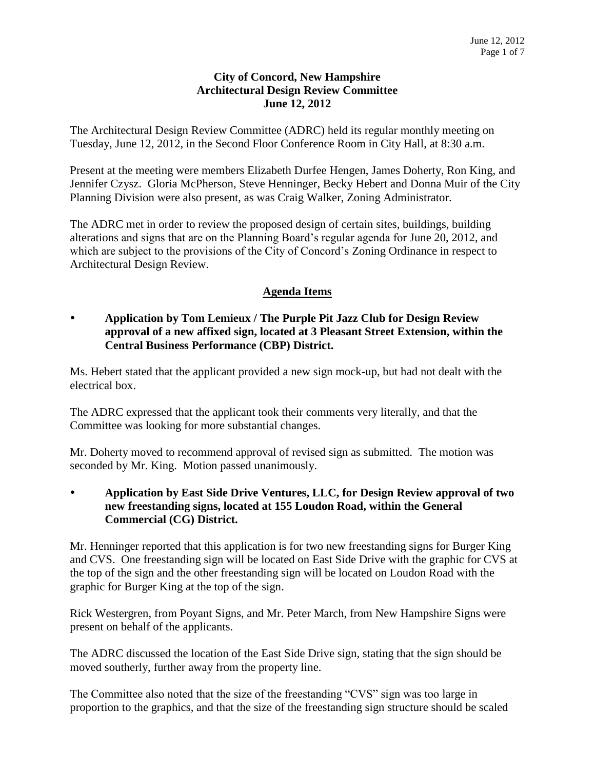# City of Concord, New Hampshire
# Architectural Design Review Committee
# June 12, 2012

The Architectural Design Review Committee (ADRC) held its regular monthly meeting on Tuesday, June 12, 2012, in the Second Floor Conference Room in City Hall, at 8:30 a.m.

Present at the meeting were members Elizabeth Durfee Hengen, James Doherty, Ron King, and Jennifer Czysz. Gloria McPherson, Steve Henninger, Becky Hebert and Donna Muir of the City Planning Division were also present, as was Craig Walker, Zoning Administrator.

The ADRC met in order to review the proposed design of certain sites, buildings, building alterations and signs that are on the Planning Board's regular agenda for June 20, 2012, and which are subject to the provisions of the City of Concord's Zoning Ordinance in respect to Architectural Design Review.

## Agenda Items

- **Application by Tom Lemieux / The Purple Pit Jazz Club for Design Review approval of a new affixed sign, located at 3 Pleasant Street Extension, within the Central Business Performance (CBP) District.**

Ms. Hebert stated that the applicant provided a new sign mock-up, but had not dealt with the electrical box.

The ADRC expressed that the applicant took their comments very literally, and that the Committee was looking for more substantial changes.

Mr. Doherty moved to recommend approval of revised sign as submitted. The motion was seconded by Mr. King. Motion passed unanimously.

- **Application by East Side Drive Ventures, LLC, for Design Review approval of two new freestanding signs, located at 155 Loudon Road, within the General Commercial (CG) District.**

Mr. Henninger reported that this application is for two new freestanding signs for Burger King and CVS. One freestanding sign will be located on East Side Drive with the graphic for CVS at the top of the sign and the other freestanding sign will be located on Loudon Road with the graphic for Burger King at the top of the sign.

Rick Westergren, from Poyant Signs, and Mr. Peter March, from New Hampshire Signs were present on behalf of the applicants.

The ADRC discussed the location of the East Side Drive sign, stating that the sign should be moved southerly, further away from the property line.

The Committee also noted that the size of the freestanding "CVS" sign was too large in proportion to the graphics, and that the size of the freestanding sign structure should be scaled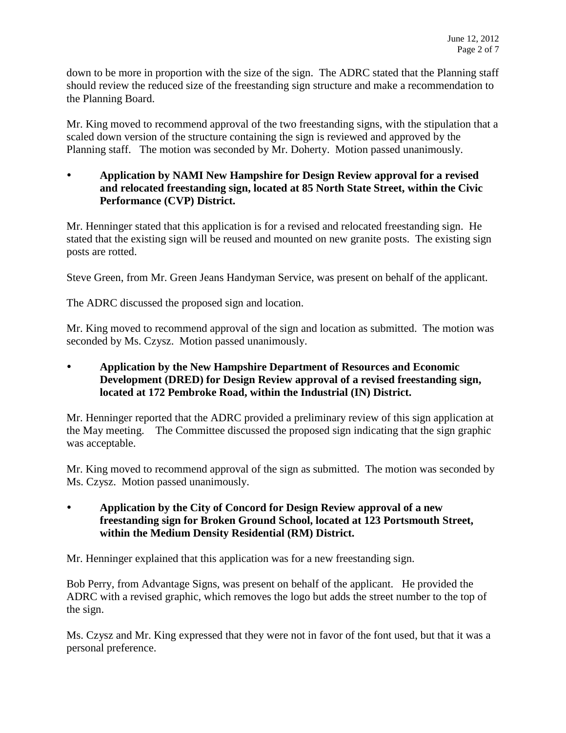down to be more in proportion with the size of the sign. The ADRC stated that the Planning staff should review the reduced size of the freestanding sign structure and make a recommendation to the Planning Board.

Mr. King moved to recommend approval of the two freestanding signs, with the stipulation that a scaled down version of the structure containing the sign is reviewed and approved by the Planning staff. The motion was seconded by Mr. Doherty. Motion passed unanimously.

- **Application by NAMI New Hampshire for Design Review approval for a revised and relocated freestanding sign, located at 85 North State Street, within the Civic Performance (CVP) District.**

Mr. Henninger stated that this application is for a revised and relocated freestanding sign. He stated that the existing sign will be reused and mounted on new granite posts. The existing sign posts are rotted.

Steve Green, from Mr. Green Jeans Handyman Service, was present on behalf of the applicant.

The ADRC discussed the proposed sign and location.

Mr. King moved to recommend approval of the sign and location as submitted. The motion was seconded by Ms. Czysz. Motion passed unanimously.

- **Application by the New Hampshire Department of Resources and Economic Development (DRED) for Design Review approval of a revised freestanding sign, located at 172 Pembroke Road, within the Industrial (IN) District.**

Mr. Henninger reported that the ADRC provided a preliminary review of this sign application at the May meeting. The Committee discussed the proposed sign indicating that the sign graphic was acceptable.

Mr. King moved to recommend approval of the sign as submitted. The motion was seconded by Ms. Czysz. Motion passed unanimously.

- **Application by the City of Concord for Design Review approval of a new freestanding sign for Broken Ground School, located at 123 Portsmouth Street, within the Medium Density Residential (RM) District.**

Mr. Henninger explained that this application was for a new freestanding sign.

Bob Perry, from Advantage Signs, was present on behalf of the applicant. He provided the ADRC with a revised graphic, which removes the logo but adds the street number to the top of the sign.

Ms. Czysz and Mr. King expressed that they were not in favor of the font used, but that it was a personal preference.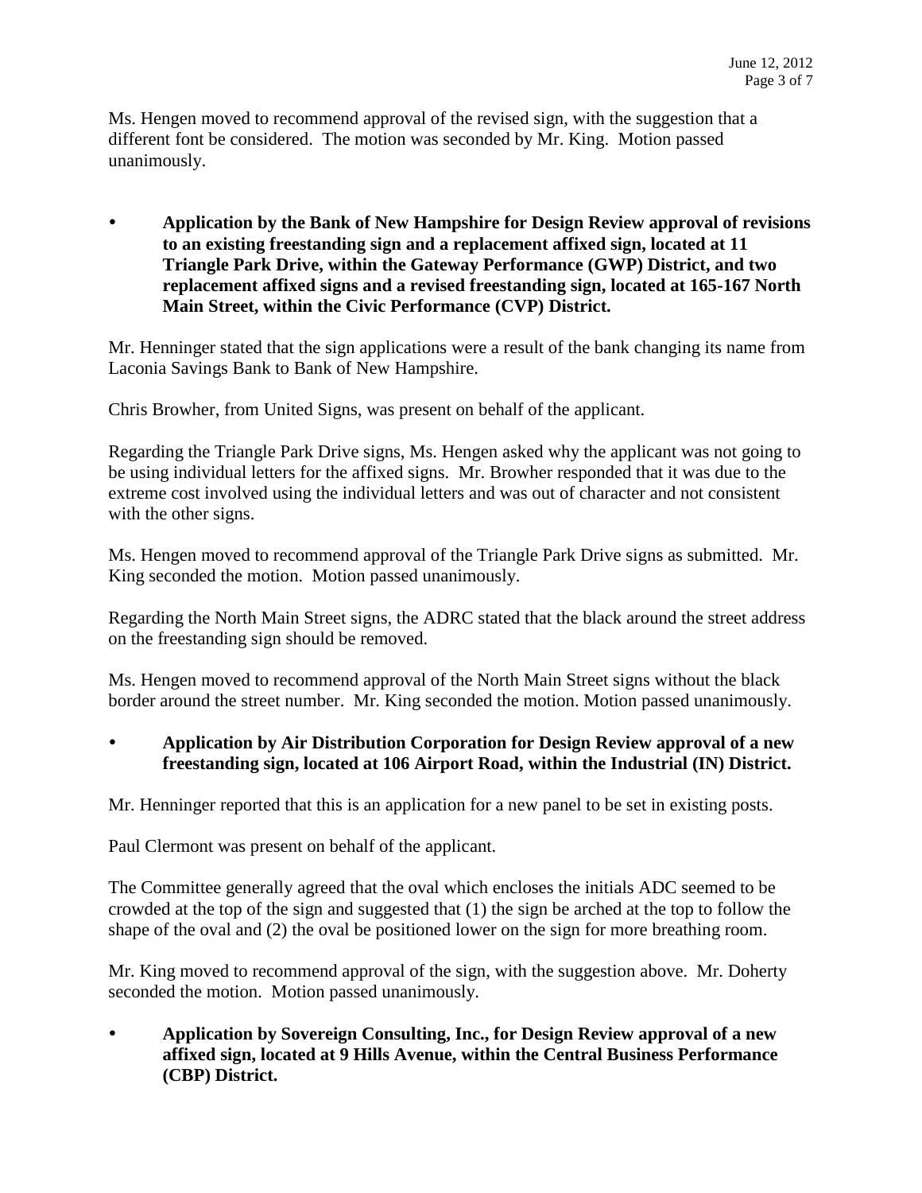Ms. Hengen moved to recommend approval of the revised sign, with the suggestion that a different font be considered. The motion was seconded by Mr. King. Motion passed unanimously.

- **Application by the Bank of New Hampshire for Design Review approval of revisions to an existing freestanding sign and a replacement affixed sign, located at 11 Triangle Park Drive, within the Gateway Performance (GWP) District, and two replacement affixed signs and a revised freestanding sign, located at 165-167 North Main Street, within the Civic Performance (CVP) District.**

Mr. Henninger stated that the sign applications were a result of the bank changing its name from Laconia Savings Bank to Bank of New Hampshire.

Chris Browher, from United Signs, was present on behalf of the applicant.

Regarding the Triangle Park Drive signs, Ms. Hengen asked why the applicant was not going to be using individual letters for the affixed signs. Mr. Browher responded that it was due to the extreme cost involved using the individual letters and was out of character and not consistent with the other signs.

Ms. Hengen moved to recommend approval of the Triangle Park Drive signs as submitted. Mr. King seconded the motion. Motion passed unanimously.

Regarding the North Main Street signs, the ADRC stated that the black around the street address on the freestanding sign should be removed.

Ms. Hengen moved to recommend approval of the North Main Street signs without the black border around the street number. Mr. King seconded the motion. Motion passed unanimously.

- **Application by Air Distribution Corporation for Design Review approval of a new freestanding sign, located at 106 Airport Road, within the Industrial (IN) District.**

Mr. Henninger reported that this is an application for a new panel to be set in existing posts.

Paul Clermont was present on behalf of the applicant.

The Committee generally agreed that the oval which encloses the initials ADC seemed to be crowded at the top of the sign and suggested that (1) the sign be arched at the top to follow the shape of the oval and (2) the oval be positioned lower on the sign for more breathing room.

Mr. King moved to recommend approval of the sign, with the suggestion above. Mr. Doherty seconded the motion. Motion passed unanimously.

- **Application by Sovereign Consulting, Inc., for Design Review approval of a new affixed sign, located at 9 Hills Avenue, within the Central Business Performance (CBP) District.**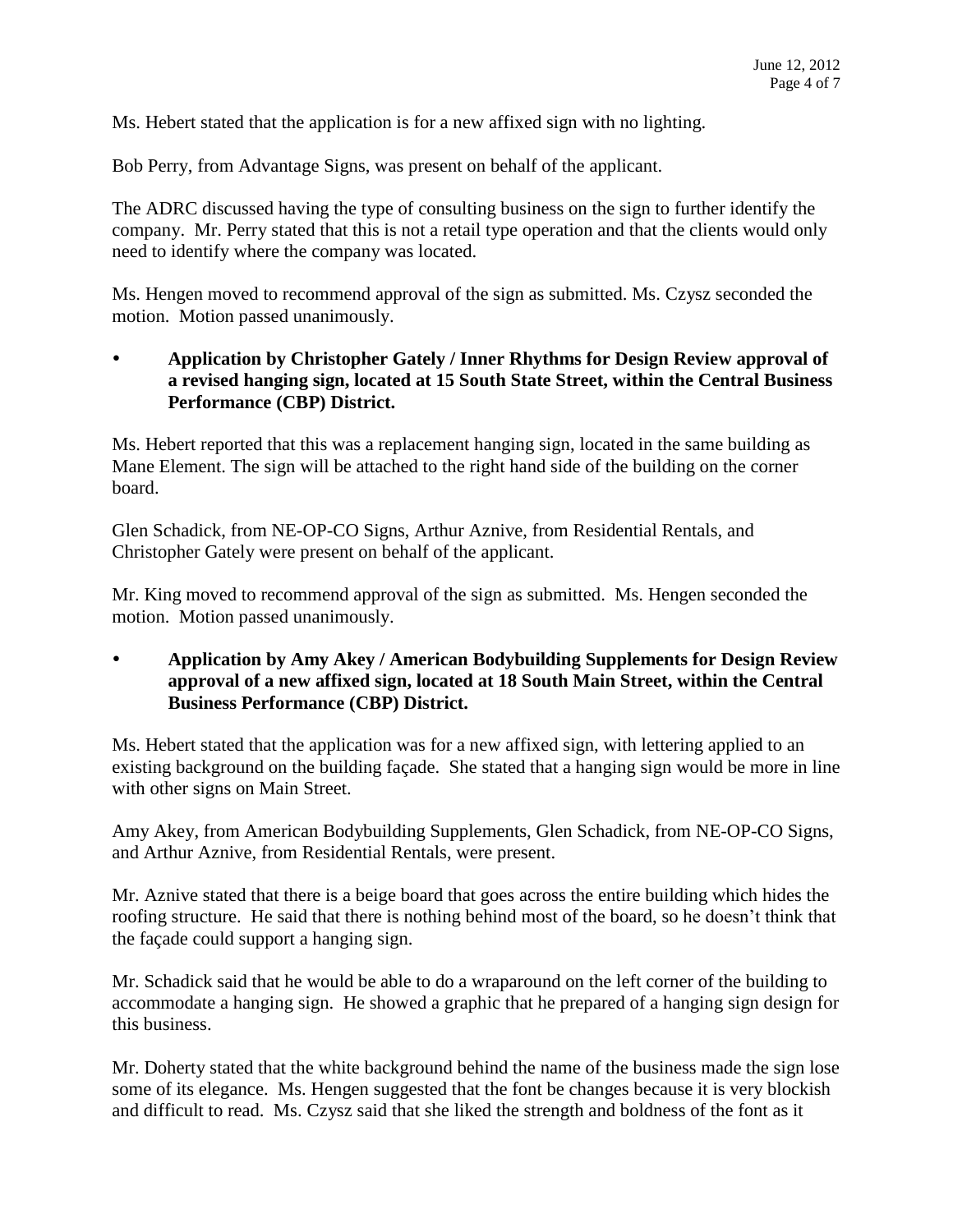Ms. Hebert stated that the application is for a new affixed sign with no lighting.

Bob Perry, from Advantage Signs, was present on behalf of the applicant.

The ADRC discussed having the type of consulting business on the sign to further identify the company. Mr. Perry stated that this is not a retail type operation and that the clients would only need to identify where the company was located.

Ms. Hengen moved to recommend approval of the sign as submitted. Ms. Czysz seconded the motion. Motion passed unanimously.

- **Application by Christopher Gately / Inner Rhythms for Design Review approval of a revised hanging sign, located at 15 South State Street, within the Central Business Performance (CBP) District.**

Ms. Hebert reported that this was a replacement hanging sign, located in the same building as Mane Element. The sign will be attached to the right hand side of the building on the corner board.

Glen Schadick, from NE-OP-CO Signs, Arthur Aznive, from Residential Rentals, and Christopher Gately were present on behalf of the applicant.

Mr. King moved to recommend approval of the sign as submitted. Ms. Hengen seconded the motion. Motion passed unanimously.

- **Application by Amy Akey / American Bodybuilding Supplements for Design Review approval of a new affixed sign, located at 18 South Main Street, within the Central Business Performance (CBP) District.**

Ms. Hebert stated that the application was for a new affixed sign, with lettering applied to an existing background on the building façade. She stated that a hanging sign would be more in line with other signs on Main Street.

Amy Akey, from American Bodybuilding Supplements, Glen Schadick, from NE-OP-CO Signs, and Arthur Aznive, from Residential Rentals, were present.

Mr. Aznive stated that there is a beige board that goes across the entire building which hides the roofing structure. He said that there is nothing behind most of the board, so he doesn't think that the façade could support a hanging sign.

Mr. Schadick said that he would be able to do a wraparound on the left corner of the building to accommodate a hanging sign. He showed a graphic that he prepared of a hanging sign design for this business.

Mr. Doherty stated that the white background behind the name of the business made the sign lose some of its elegance. Ms. Hengen suggested that the font be changes because it is very blockish and difficult to read. Ms. Czysz said that she liked the strength and boldness of the font as it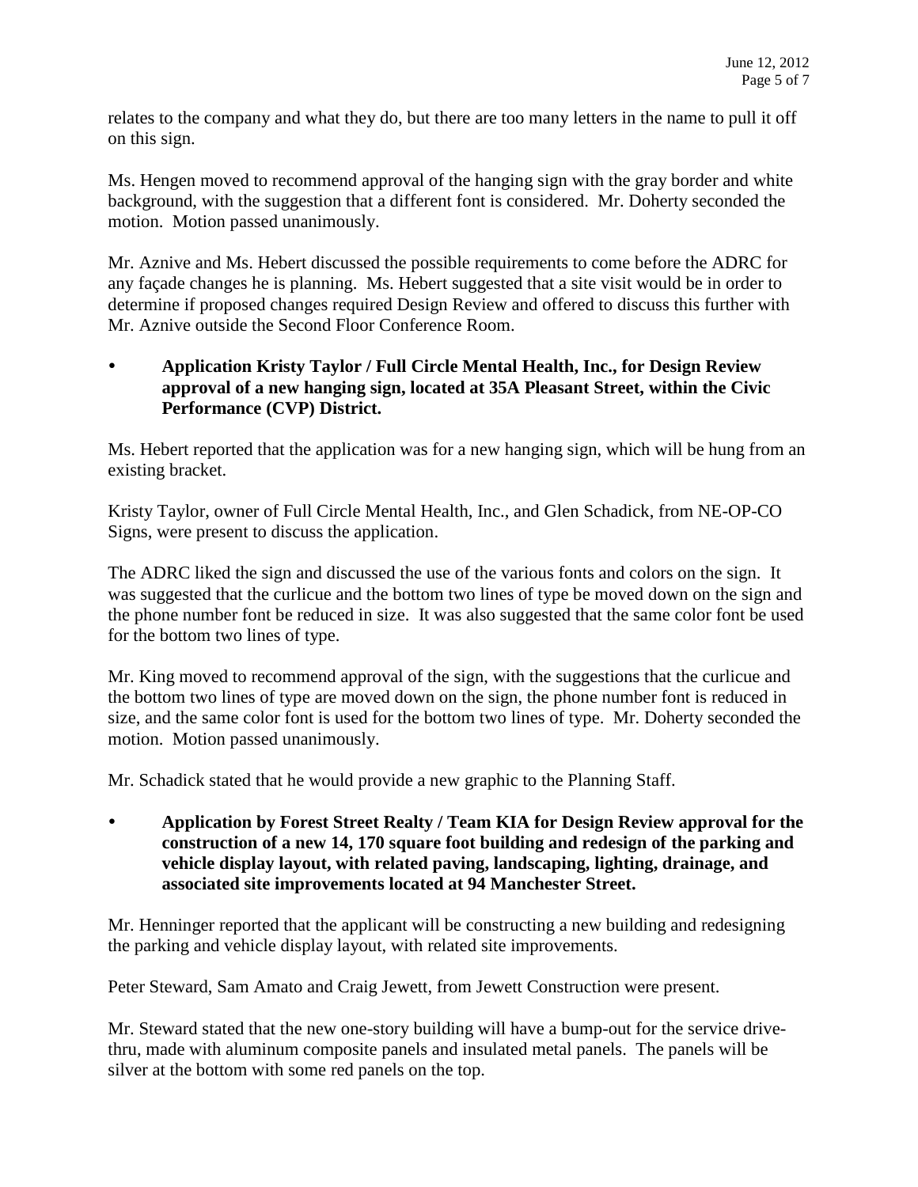relates to the company and what they do, but there are too many letters in the name to pull it off on this sign.

Ms. Hengen moved to recommend approval of the hanging sign with the gray border and white background, with the suggestion that a different font is considered. Mr. Doherty seconded the motion. Motion passed unanimously.

Mr. Aznive and Ms. Hebert discussed the possible requirements to come before the ADRC for any façade changes he is planning. Ms. Hebert suggested that a site visit would be in order to determine if proposed changes required Design Review and offered to discuss this further with Mr. Aznive outside the Second Floor Conference Room.

- **Application Kristy Taylor / Full Circle Mental Health, Inc., for Design Review approval of a new hanging sign, located at 35A Pleasant Street, within the Civic Performance (CVP) District.**

Ms. Hebert reported that the application was for a new hanging sign, which will be hung from an existing bracket.

Kristy Taylor, owner of Full Circle Mental Health, Inc., and Glen Schadick, from NE-OP-CO Signs, were present to discuss the application.

The ADRC liked the sign and discussed the use of the various fonts and colors on the sign. It was suggested that the curlicue and the bottom two lines of type be moved down on the sign and the phone number font be reduced in size. It was also suggested that the same color font be used for the bottom two lines of type.

Mr. King moved to recommend approval of the sign, with the suggestions that the curlicue and the bottom two lines of type are moved down on the sign, the phone number font is reduced in size, and the same color font is used for the bottom two lines of type. Mr. Doherty seconded the motion. Motion passed unanimously.

Mr. Schadick stated that he would provide a new graphic to the Planning Staff.

- **Application by Forest Street Realty / Team KIA for Design Review approval for the construction of a new 14, 170 square foot building and redesign of the parking and vehicle display layout, with related paving, landscaping, lighting, drainage, and associated site improvements located at 94 Manchester Street.**

Mr. Henninger reported that the applicant will be constructing a new building and redesigning the parking and vehicle display layout, with related site improvements.

Peter Steward, Sam Amato and Craig Jewett, from Jewett Construction were present.

Mr. Steward stated that the new one-story building will have a bump-out for the service drive-thru, made with aluminum composite panels and insulated metal panels. The panels will be silver at the bottom with some red panels on the top.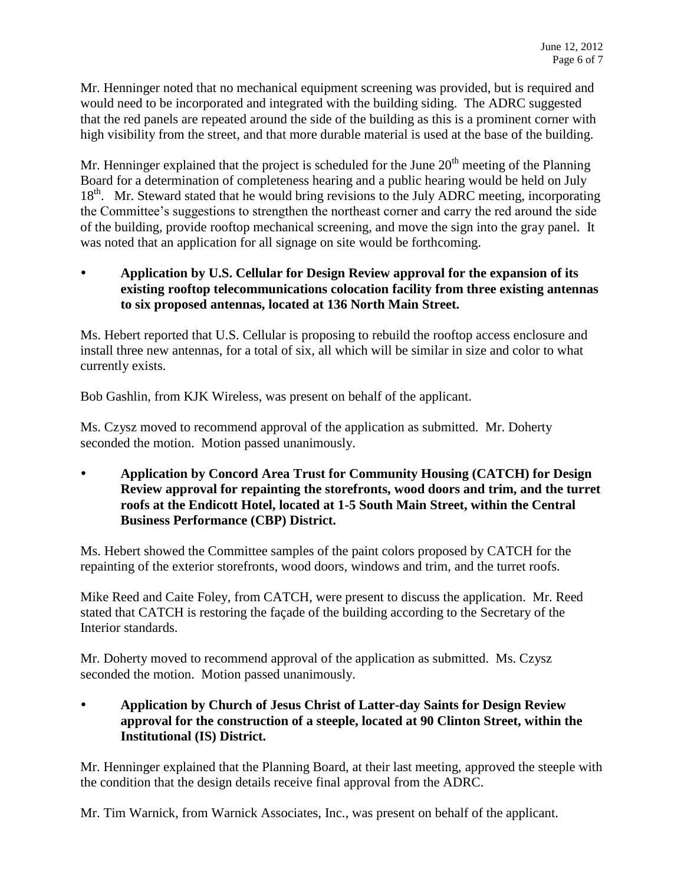Mr. Henninger noted that no mechanical equipment screening was provided, but is required and would need to be incorporated and integrated with the building siding. The ADRC suggested that the red panels are repeated around the side of the building as this is a prominent corner with high visibility from the street, and that more durable material is used at the base of the building.

Mr. Henninger explained that the project is scheduled for the June 20th meeting of the Planning Board for a determination of completeness hearing and a public hearing would be held on July 18th. Mr. Steward stated that he would bring revisions to the July ADRC meeting, incorporating the Committee's suggestions to strengthen the northeast corner and carry the red around the side of the building, provide rooftop mechanical screening, and move the sign into the gray panel. It was noted that an application for all signage on site would be forthcoming.

- **Application by U.S. Cellular for Design Review approval for the expansion of its existing rooftop telecommunications colocation facility from three existing antennas to six proposed antennas, located at 136 North Main Street.**

Ms. Hebert reported that U.S. Cellular is proposing to rebuild the rooftop access enclosure and install three new antennas, for a total of six, all which will be similar in size and color to what currently exists.

Bob Gashlin, from KJK Wireless, was present on behalf of the applicant.

Ms. Czysz moved to recommend approval of the application as submitted. Mr. Doherty seconded the motion. Motion passed unanimously.

- **Application by Concord Area Trust for Community Housing (CATCH) for Design Review approval for repainting the storefronts, wood doors and trim, and the turret roofs at the Endicott Hotel, located at 1-5 South Main Street, within the Central Business Performance (CBP) District.**

Ms. Hebert showed the Committee samples of the paint colors proposed by CATCH for the repainting of the exterior storefronts, wood doors, windows and trim, and the turret roofs.

Mike Reed and Caite Foley, from CATCH, were present to discuss the application. Mr. Reed stated that CATCH is restoring the façade of the building according to the Secretary of the Interior standards.

Mr. Doherty moved to recommend approval of the application as submitted. Ms. Czysz seconded the motion. Motion passed unanimously.

- **Application by Church of Jesus Christ of Latter-day Saints for Design Review approval for the construction of a steeple, located at 90 Clinton Street, within the Institutional (IS) District.**

Mr. Henninger explained that the Planning Board, at their last meeting, approved the steeple with the condition that the design details receive final approval from the ADRC.

Mr. Tim Warnick, from Warnick Associates, Inc., was present on behalf of the applicant.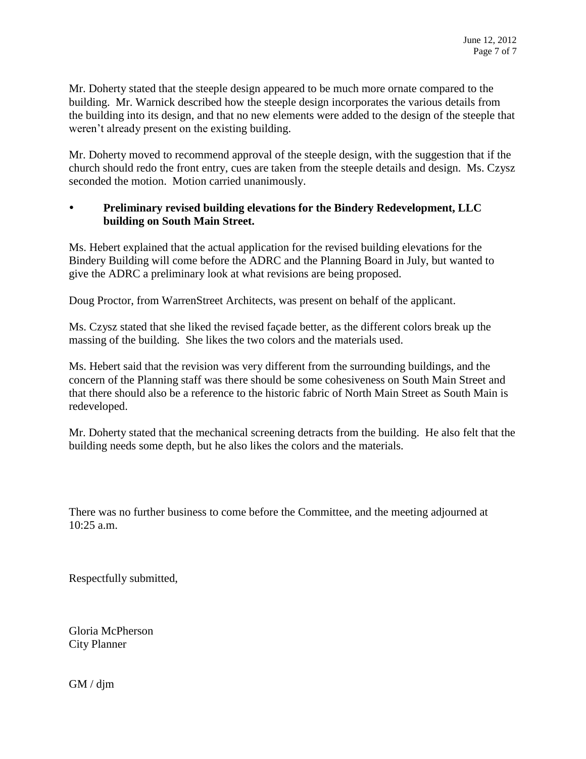Mr. Doherty stated that the steeple design appeared to be much more ornate compared to the building. Mr. Warnick described how the steeple design incorporates the various details from the building into its design, and that no new elements were added to the design of the steeple that weren't already present on the existing building.

Mr. Doherty moved to recommend approval of the steeple design, with the suggestion that if the church should redo the front entry, cues are taken from the steeple details and design. Ms. Czysz seconded the motion. Motion carried unanimously.

- **Preliminary revised building elevations for the Bindery Redevelopment, LLC building on South Main Street.**

Ms. Hebert explained that the actual application for the revised building elevations for the Bindery Building will come before the ADRC and the Planning Board in July, but wanted to give the ADRC a preliminary look at what revisions are being proposed.

Doug Proctor, from WarrenStreet Architects, was present on behalf of the applicant.

Ms. Czysz stated that she liked the revised façade better, as the different colors break up the massing of the building. She likes the two colors and the materials used.

Ms. Hebert said that the revision was very different from the surrounding buildings, and the concern of the Planning staff was there should be some cohesiveness on South Main Street and that there should also be a reference to the historic fabric of North Main Street as South Main is redeveloped.

Mr. Doherty stated that the mechanical screening detracts from the building. He also felt that the building needs some depth, but he also likes the colors and the materials.

There was no further business to come before the Committee, and the meeting adjourned at 10:25 a.m.

Respectfully submitted,

Gloria McPherson
City Planner

GM / djm